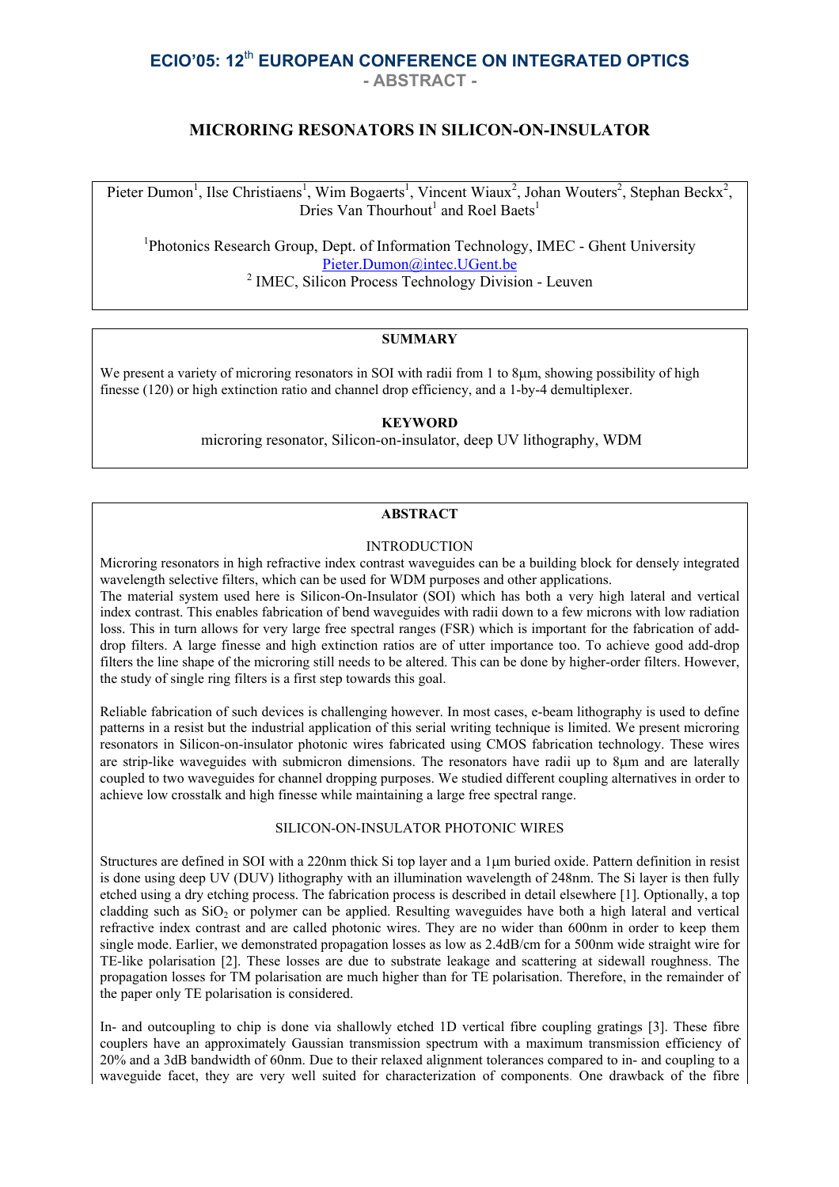# ECIO'05: 12th EUROPEAN CONFERENCE ON INTEGRATED OPTICS

**- ABSTRACT -**

## MICRORING RESONATORS IN SILICON-ON-INSULATOR

Pieter Dumon[1], Ilse Christiaens[1], Wim Bogaerts[1], Vincent Wiaux[2], Johan Wouters[2], Stephan Beckx[2], Dries Van Thourhout[1] and Roel Baets[1]

[1]Photonics Research Group, Dept. of Information Technology, IMEC - Ghent University
Pieter.Dumon@intec.UGent.be
[2] IMEC, Silicon Process Technology Division - Leuven

### SUMMARY

We present a variety of microring resonators in SOI with radii from 1 to 8µm, showing possibility of high finesse (120) or high extinction ratio and channel drop efficiency, and a 1-by-4 demultiplexer.

### KEYWORD

microring resonator, Silicon-on-insulator, deep UV lithography, WDM

### ABSTRACT

#### INTRODUCTION

Microring resonators in high refractive index contrast waveguides can be a building block for densely integrated wavelength selective filters, which can be used for WDM purposes and other applications.
The material system used here is Silicon-On-Insulator (SOI) which has both a very high lateral and vertical index contrast. This enables fabrication of bend waveguides with radii down to a few microns with low radiation loss. This in turn allows for very large free spectral ranges (FSR) which is important for the fabrication of add-drop filters. A large finesse and high extinction ratios are of utter importance too. To achieve good add-drop filters the line shape of the microring still needs to be altered. This can be done by higher-order filters. However, the study of single ring filters is a first step towards this goal.

Reliable fabrication of such devices is challenging however. In most cases, e-beam lithography is used to define patterns in a resist but the industrial application of this serial writing technique is limited. We present microring resonators in Silicon-on-insulator photonic wires fabricated using CMOS fabrication technology. These wires are strip-like waveguides with submicron dimensions. The resonators have radii up to 8µm and are laterally coupled to two waveguides for channel dropping purposes. We studied different coupling alternatives in order to achieve low crosstalk and high finesse while maintaining a large free spectral range.

#### SILICON-ON-INSULATOR PHOTONIC WIRES

Structures are defined in SOI with a 220nm thick Si top layer and a 1µm buried oxide. Pattern definition in resist is done using deep UV (DUV) lithography with an illumination wavelength of 248nm. The Si layer is then fully etched using a dry etching process. The fabrication process is described in detail elsewhere [1]. Optionally, a top cladding such as $SiO_2$ or polymer can be applied. Resulting waveguides have both a high lateral and vertical refractive index contrast and are called photonic wires. They are no wider than 600nm in order to keep them single mode. Earlier, we demonstrated propagation losses as low as 2.4dB/cm for a 500nm wide straight wire for TE-like polarisation [2]. These losses are due to substrate leakage and scattering at sidewall roughness. The propagation losses for TM polarisation are much higher than for TE polarisation. Therefore, in the remainder of the paper only TE polarisation is considered.

In- and outcoupling to chip is done via shallowly etched 1D vertical fibre coupling gratings [3]. These fibre couplers have an approximately Gaussian transmission spectrum with a maximum transmission efficiency of 20% and a 3dB bandwidth of 60nm. Due to their relaxed alignment tolerances compared to in- and coupling to a waveguide facet, they are very well suited for characterization of components. One drawback of the fibre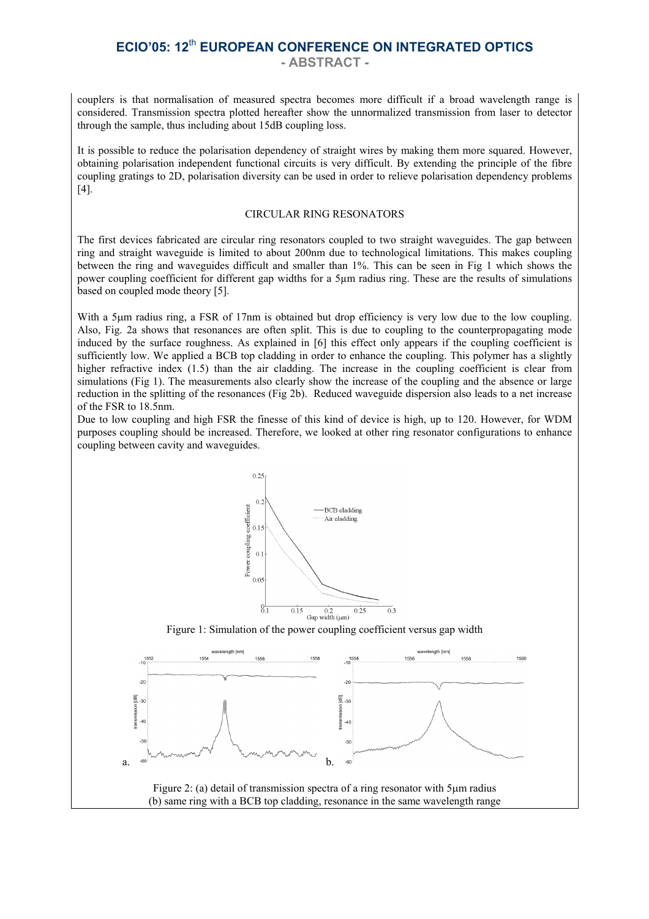couplers is that normalisation of measured spectra becomes more difficult if a broad wavelength range is considered. Transmission spectra plotted hereafter show the unnormalized transmission from laser to detector through the sample, thus including about 15dB coupling loss.

It is possible to reduce the polarisation dependency of straight wires by making them more squared. However, obtaining polarisation independent functional circuits is very difficult. By extending the principle of the fibre coupling gratings to 2D, polarisation diversity can be used in order to relieve polarisation dependency problems [4].

## CIRCULAR RING RESONATORS

The first devices fabricated are circular ring resonators coupled to two straight waveguides. The gap between ring and straight waveguide is limited to about 200nm due to technological limitations. This makes coupling between the ring and waveguides difficult and smaller than 1%. This can be seen in Fig 1 which shows the power coupling coefficient for different gap widths for a 5µm radius ring. These are the results of simulations based on coupled mode theory [5].

With a 5µm radius ring, a FSR of 17nm is obtained but drop efficiency is very low due to the low coupling. Also, Fig. 2a shows that resonances are often split. This is due to coupling to the counterpropagating mode induced by the surface roughness. As explained in [6] this effect only appears if the coupling coefficient is sufficiently low. We applied a BCB top cladding in order to enhance the coupling. This polymer has a slightly higher refractive index (1.5) than the air cladding. The increase in the coupling coefficient is clear from simulations (Fig 1). The measurements also clearly show the increase of the coupling and the absence or large reduction in the splitting of the resonances (Fig 2b). Reduced waveguide dispersion also leads to a net increase of the FSR to 18.5nm.

Due to low coupling and high FSR the finesse of this kind of device is high, up to 120. However, for WDM purposes coupling should be increased. Therefore, we looked at other ring resonator configurations to enhance coupling between cavity and waveguides.

Figure 1: Simulation of the power coupling coefficient versus gap width

Figure 2: (a) detail of transmission spectra of a ring resonator with 5µm radius
(b) same ring with a BCB top cladding, resonance in the same wavelength range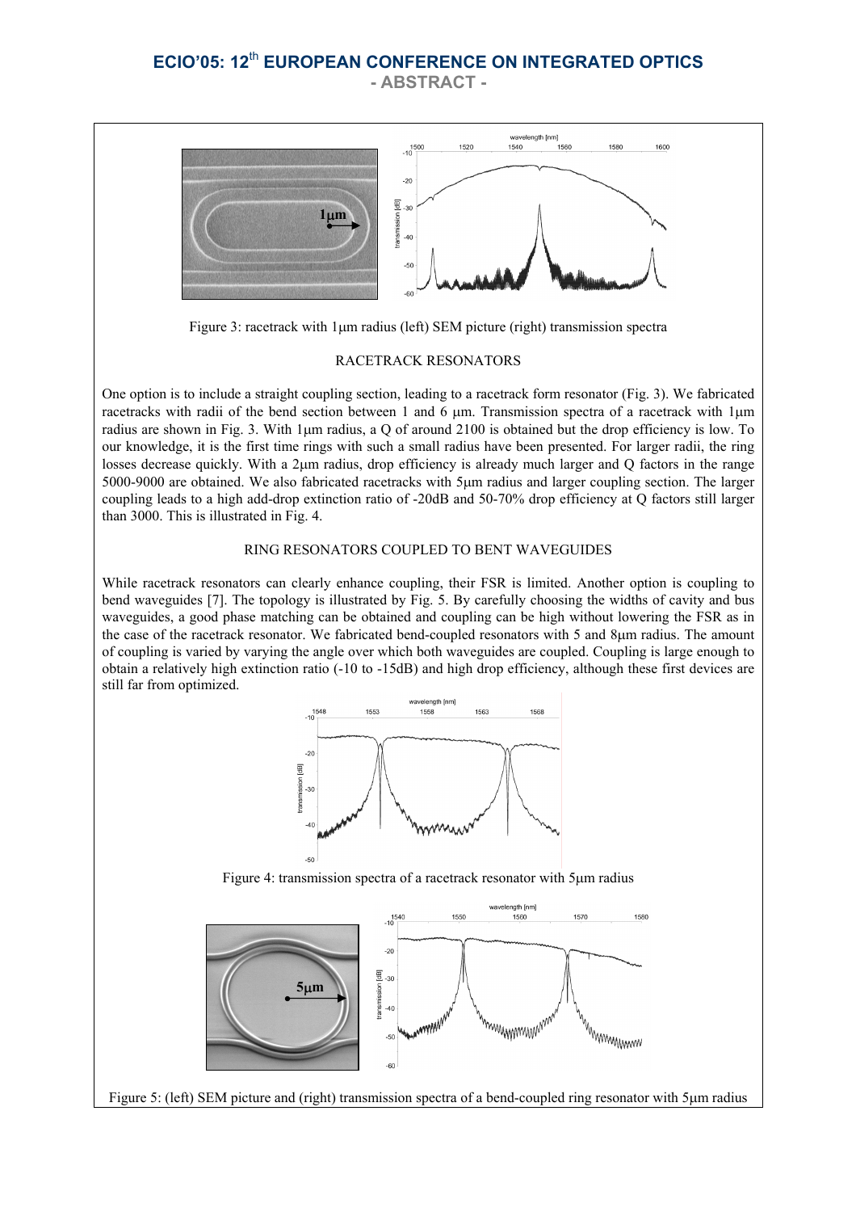Figure 3: racetrack with 1μm radius (left) SEM picture (right) transmission spectra

## RACETRACK RESONATORS

One option is to include a straight coupling section, leading to a racetrack form resonator (Fig. 3). We fabricated racetracks with radii of the bend section between 1 and 6 μm. Transmission spectra of a racetrack with 1μm radius are shown in Fig. 3. With 1μm radius, a Q of around 2100 is obtained but the drop efficiency is low. To our knowledge, it is the first time rings with such a small radius have been presented. For larger radii, the ring losses decrease quickly. With a 2μm radius, drop efficiency is already much larger and Q factors in the range 5000-9000 are obtained. We also fabricated racetracks with 5μm radius and larger coupling section. The larger coupling leads to a high add-drop extinction ratio of -20dB and 50-70% drop efficiency at Q factors still larger than 3000. This is illustrated in Fig. 4.

## RING RESONATORS COUPLED TO BENT WAVEGUIDES

While racetrack resonators can clearly enhance coupling, their FSR is limited. Another option is coupling to bend waveguides [7]. The topology is illustrated by Fig. 5. By carefully choosing the widths of cavity and bus waveguides, a good phase matching can be obtained and coupling can be high without lowering the FSR as in the case of the racetrack resonator. We fabricated bend-coupled resonators with 5 and 8μm radius. The amount of coupling is varied by varying the angle over which both waveguides are coupled. Coupling is large enough to obtain a relatively high extinction ratio (-10 to -15dB) and high drop efficiency, although these first devices are still far from optimized.

Figure 4: transmission spectra of a racetrack resonator with 5μm radius

Figure 5: (left) SEM picture and (right) transmission spectra of a bend-coupled ring resonator with 5μm radius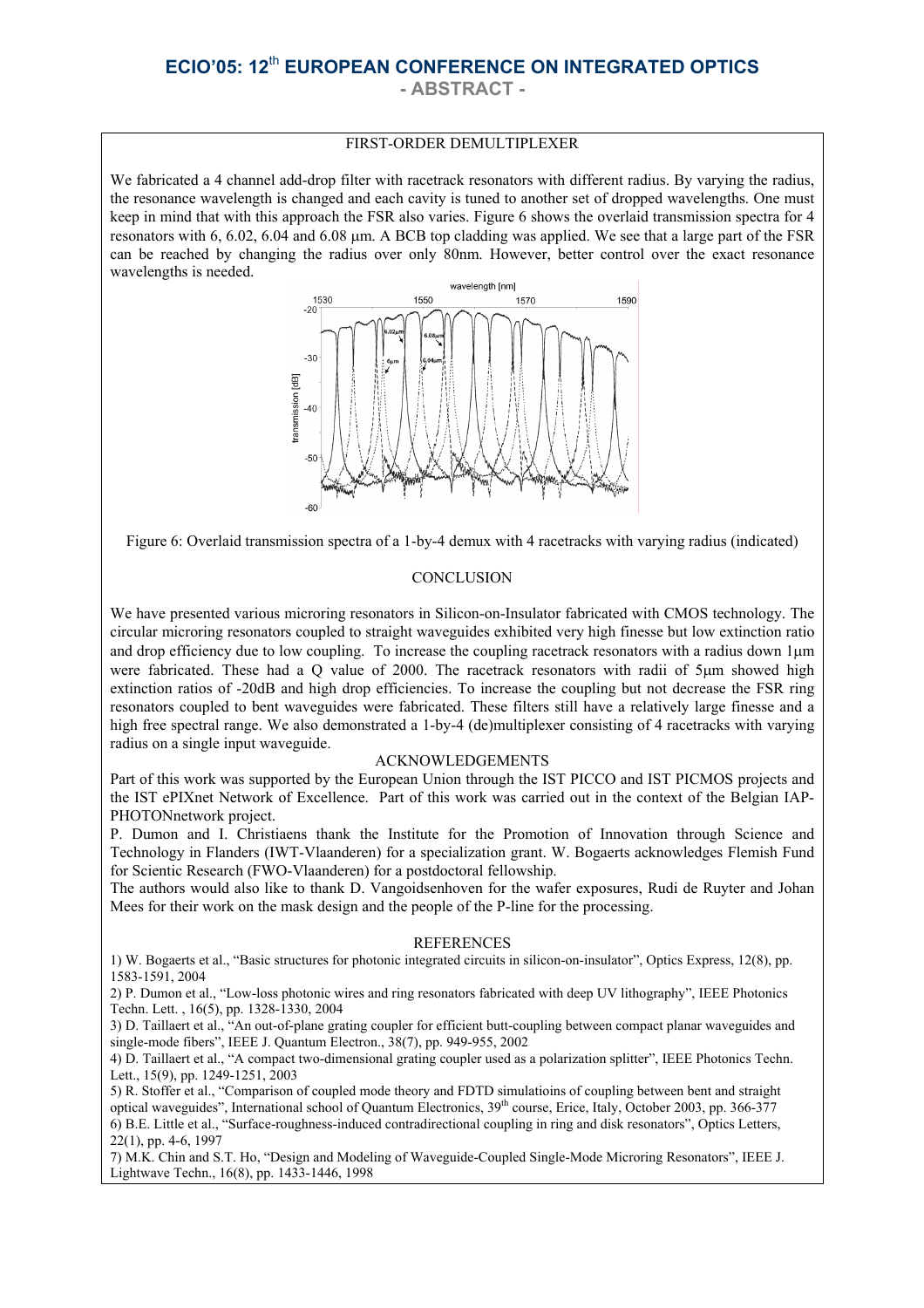## FIRST-ORDER DEMULTIPLEXER

We fabricated a 4 channel add-drop filter with racetrack resonators with different radius. By varying the radius, the resonance wavelength is changed and each cavity is tuned to another set of dropped wavelengths. One must keep in mind that with this approach the FSR also varies. Figure 6 shows the overlaid transmission spectra for 4 resonators with 6, 6.02, 6.04 and 6.08 µm. A BCB top cladding was applied. We see that a large part of the FSR can be reached by changing the radius over only 80nm. However, better control over the exact resonance wavelengths is needed.

wavelength [nm]
1530
1550
1570
1590
-20
-30
-40
-50
-60
transmission [dB]
6.02µm
6.08µm
6µm
6.04µm

Figure 6: Overlaid transmission spectra of a 1-by-4 demux with 4 racetracks with varying radius (indicated)

## CONCLUSION

We have presented various microring resonators in Silicon-on-Insulator fabricated with CMOS technology. The circular microring resonators coupled to straight waveguides exhibited very high finesse but low extinction ratio and drop efficiency due to low coupling. To increase the coupling racetrack resonators with a radius down 1µm were fabricated. These had a Q value of 2000. The racetrack resonators with radii of 5µm showed high extinction ratios of -20dB and high drop efficiencies. To increase the coupling but not decrease the FSR ring resonators coupled to bent waveguides were fabricated. These filters still have a relatively large finesse and a high free spectral range. We also demonstrated a 1-by-4 (de)multiplexer consisting of 4 racetracks with varying radius on a single input waveguide.

## ACKNOWLEDGEMENTS

Part of this work was supported by the European Union through the IST PICCO and IST PICMOS projects and the IST ePIXnet Network of Excellence. Part of this work was carried out in the context of the Belgian IAP-PHOTONnetwork project.

P. Dumon and I. Christiaens thank the Institute for the Promotion of Innovation through Science and Technology in Flanders (IWT-Vlaanderen) for a specialization grant. W. Bogaerts acknowledges Flemish Fund for Scientic Research (FWO-Vlaanderen) for a postdoctoral fellowship.

The authors would also like to thank D. Vangoidsenhoven for the wafer exposures, Rudi de Ruyter and Johan Mees for their work on the mask design and the people of the P-line for the processing.

## REFERENCES

1) W. Bogaerts et al., "Basic structures for photonic integrated circuits in silicon-on-insulator", Optics Express, 12(8), pp. 1583-1591, 2004

2) P. Dumon et al., "Low-loss photonic wires and ring resonators fabricated with deep UV lithography", IEEE Photonics Techn. Lett. , 16(5), pp. 1328-1330, 2004

3) D. Taillaert et al., "An out-of-plane grating coupler for efficient butt-coupling between compact planar waveguides and single-mode fibers", IEEE J. Quantum Electron., 38(7), pp. 949-955, 2002

4) D. Taillaert et al., "A compact two-dimensional grating coupler used as a polarization splitter", IEEE Photonics Techn. Lett., 15(9), pp. 1249-1251, 2003

5) R. Stoffer et al., "Comparison of coupled mode theory and FDTD simulatioins of coupling between bent and straight optical waveguides", International school of Quantum Electronics, 39th course, Erice, Italy, October 2003, pp. 366-377

6) B.E. Little et al., "Surface-roughness-induced contradirectional coupling in ring and disk resonators", Optics Letters, 22(1), pp. 4-6, 1997

7) M.K. Chin and S.T. Ho, "Design and Modeling of Waveguide-Coupled Single-Mode Microring Resonators", IEEE J. Lightwave Techn., 16(8), pp. 1433-1446, 1998